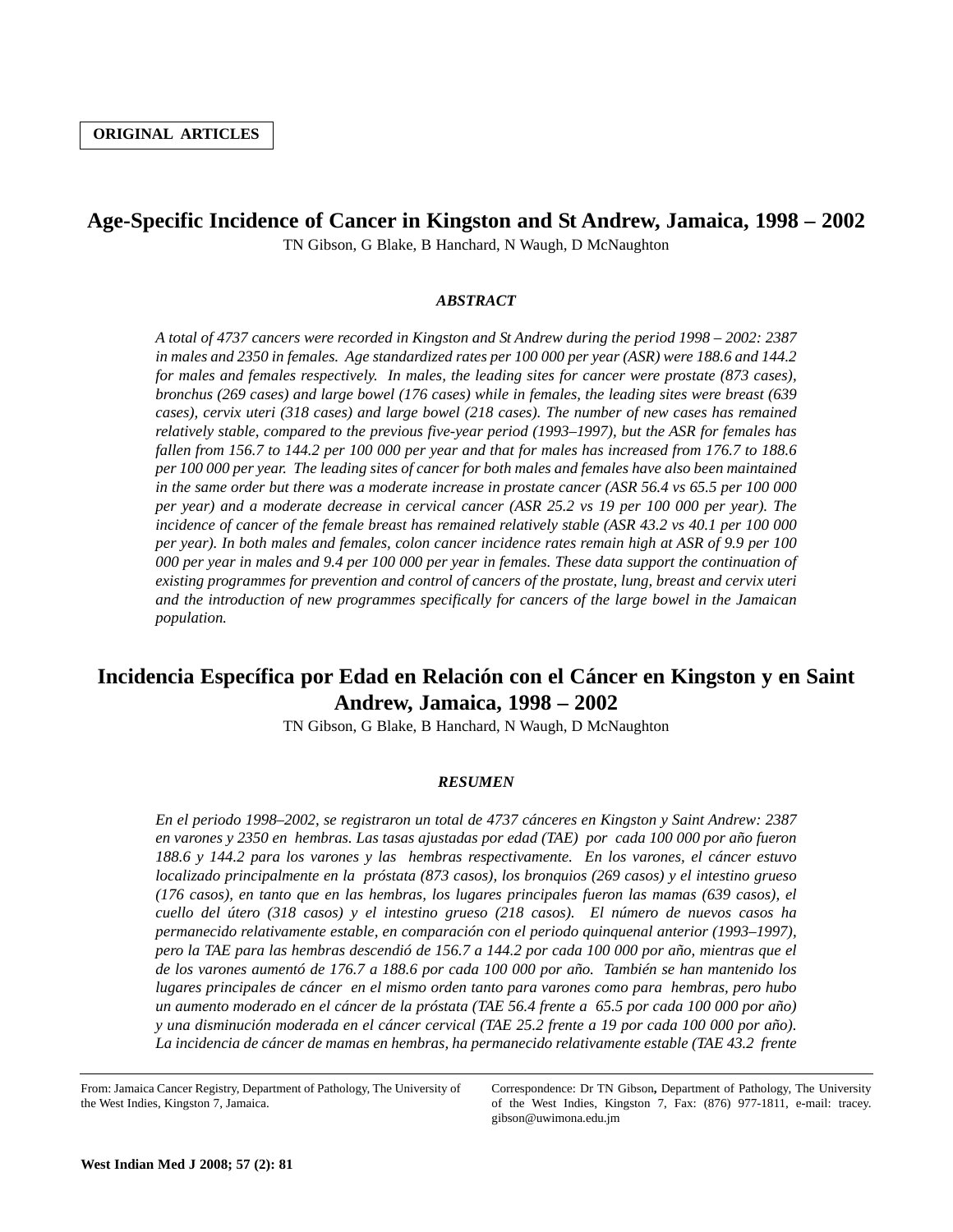**ORIGINAL ARTICLES**

# Age-Specific Incidence of Cancer in Kingston and St Andrew, Jamaica, 1998 – 2002

TN Gibson, G Blake, B Hanchard, N Waugh, D McNaughton

### *ABSTRACT*

*A total of 4737 cancers were recorded in Kingston and St Andrew during the period 1998 – 2002: 2387 in males and 2350 in females. Age standardized rates per 100 000 per year (ASR) were 188.6 and 144.2 for males and females respectively. In males, the leading sites for cancer were prostate (873 cases), bronchus (269 cases) and large bowel (176 cases) while in females, the leading sites were breast (639 cases), cervix uteri (318 cases) and large bowel (218 cases). The number of new cases has remained relatively stable, compared to the previous five-year period (1993–1997), but the ASR for females has fallen from 156.7 to 144.2 per 100 000 per year and that for males has increased from 176.7 to 188.6 per 100 000 per year. The leading sites of cancer for both males and females have also been maintained in the same order but there was a moderate increase in prostate cancer (ASR 56.4 vs 65.5 per 100 000 per year) and a moderate decrease in cervical cancer (ASR 25.2 vs 19 per 100 000 per year). The incidence of cancer of the female breast has remained relatively stable (ASR 43.2 vs 40.1 per 100 000 per year). In both males and females, colon cancer incidence rates remain high at ASR of 9.9 per 100 000 per year in males and 9.4 per 100 000 per year in females. These data support the continuation of existing programmes for prevention and control of cancers of the prostate, lung, breast and cervix uteri and the introduction of new programmes specifically for cancers of the large bowel in the Jamaican population.*

# Incidencia Específica por Edad en Relación con el Cáncer en Kingston y en Saint Andrew, Jamaica, 1998 – 2002

TN Gibson, G Blake, B Hanchard, N Waugh, D McNaughton

### *RESUMEN*

*En el periodo 1998–2002, se registraron un total de 4737 cánceres en Kingston y Saint Andrew: 2387 en varones y 2350 en hembras. Las tasas ajustadas por edad (TAE) por cada 100 000 por año fueron 188.6 y 144.2 para los varones y las hembras respectivamente. En los varones, el cáncer estuvo localizado principalmente en la próstata (873 casos), los bronquios (269 casos) y el intestino grueso (176 casos), en tanto que en las hembras, los lugares principales fueron las mamas (639 casos), el cuello del útero (318 casos) y el intestino grueso (218 casos). El número de nuevos casos ha permanecido relativamente estable, en comparación con el periodo quinquenal anterior (1993–1997), pero la TAE para las hembras descendió de 156.7 a 144.2 por cada 100 000 por año, mientras que el de los varones aumentó de 176.7 a 188.6 por cada 100 000 por año. También se han mantenido los lugares principales de cáncer en el mismo orden tanto para varones como para hembras, pero hubo un aumento moderado en el cáncer de la próstata (TAE 56.4 frente a 65.5 por cada 100 000 por año) y una disminución moderada en el cáncer cervical (TAE 25.2 frente a 19 por cada 100 000 por año). La incidencia de cáncer de mamas en hembras, ha permanecido relativamente estable (TAE 43.2 frente*

---

From: Jamaica Cancer Registry, Department of Pathology, The University of the West Indies, Kingston 7, Jamaica.

Correspondence: Dr TN Gibson, Department of Pathology, The University of the West Indies, Kingston 7, Fax: (876) 977-1811, e-mail: tracey.gibson@uwimona.edu.jm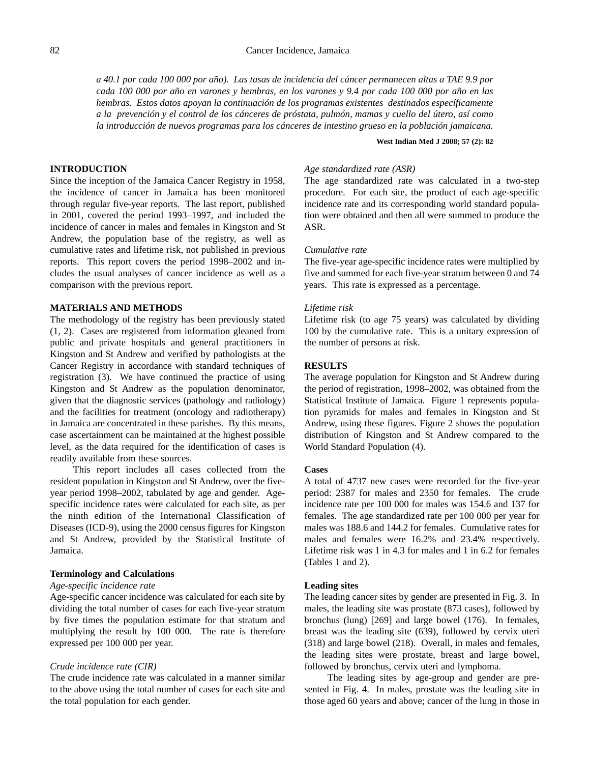*a 40.1 por cada 100 000 por año). Las tasas de incidencia del cáncer permanecen altas a TAE 9.9 por cada 100 000 por año en varones y hembras, en los varones y 9.4 por cada 100 000 por año en las hembras. Estos datos apoyan la continuación de los programas existentes destinados específicamente a la prevención y el control de los cánceres de próstata, pulmón, mamas y cuello del útero, así como la introducción de nuevos programas para los cánceres de intestino grueso en la población jamaicana.*

**West Indian Med J 2008; 57 (2): 82**

## INTRODUCTION

Since the inception of the Jamaica Cancer Registry in 1958, the incidence of cancer in Jamaica has been monitored through regular five-year reports. The last report, published in 2001, covered the period 1993–1997, and included the incidence of cancer in males and females in Kingston and St Andrew, the population base of the registry, as well as cumulative rates and lifetime risk, not published in previous reports. This report covers the period 1998–2002 and includes the usual analyses of cancer incidence as well as a comparison with the previous report.

## MATERIALS AND METHODS

The methodology of the registry has been previously stated (1, 2). Cases are registered from information gleaned from public and private hospitals and general practitioners in Kingston and St Andrew and verified by pathologists at the Cancer Registry in accordance with standard techniques of registration (3). We have continued the practice of using Kingston and St Andrew as the population denominator, given that the diagnostic services (pathology and radiology) and the facilities for treatment (oncology and radiotherapy) in Jamaica are concentrated in these parishes. By this means, case ascertainment can be maintained at the highest possible level, as the data required for the identification of cases is readily available from these sources.

This report includes all cases collected from the resident population in Kingston and St Andrew, over the five-year period 1998–2002, tabulated by age and gender. Age-specific incidence rates were calculated for each site, as per the ninth edition of the International Classification of Diseases (ICD-9), using the 2000 census figures for Kingston and St Andrew, provided by the Statistical Institute of Jamaica.

### Terminology and Calculations

*Age-specific incidence rate*

Age-specific cancer incidence was calculated for each site by dividing the total number of cases for each five-year stratum by five times the population estimate for that stratum and multiplying the result by 100 000. The rate is therefore expressed per 100 000 per year.

*Crude incidence rate (CIR)*

The crude incidence rate was calculated in a manner similar to the above using the total number of cases for each site and the total population for each gender.

*Age standardized rate (ASR)*

The age standardized rate was calculated in a two-step procedure. For each site, the product of each age-specific incidence rate and its corresponding world standard population were obtained and then all were summed to produce the ASR.

*Cumulative rate*

The five-year age-specific incidence rates were multiplied by five and summed for each five-year stratum between 0 and 74 years. This rate is expressed as a percentage.

*Lifetime risk*

Lifetime risk (to age 75 years) was calculated by dividing 100 by the cumulative rate. This is a unitary expression of the number of persons at risk.

## RESULTS

The average population for Kingston and St Andrew during the period of registration, 1998–2002, was obtained from the Statistical Institute of Jamaica. Figure 1 represents population pyramids for males and females in Kingston and St Andrew, using these figures. Figure 2 shows the population distribution of Kingston and St Andrew compared to the World Standard Population (4).

### Cases

A total of 4737 new cases were recorded for the five-year period: 2387 for males and 2350 for females. The crude incidence rate per 100 000 for males was 154.6 and 137 for females. The age standardized rate per 100 000 per year for males was 188.6 and 144.2 for females. Cumulative rates for males and females were 16.2% and 23.4% respectively. Lifetime risk was 1 in 4.3 for males and 1 in 6.2 for females (Tables 1 and 2).

### Leading sites

The leading cancer sites by gender are presented in Fig. 3. In males, the leading site was prostate (873 cases), followed by bronchus (lung) [269] and large bowel (176). In females, breast was the leading site (639), followed by cervix uteri (318) and large bowel (218). Overall, in males and females, the leading sites were prostate, breast and large bowel, followed by bronchus, cervix uteri and lymphoma.

The leading sites by age-group and gender are presented in Fig. 4. In males, prostate was the leading site in those aged 60 years and above; cancer of the lung in those in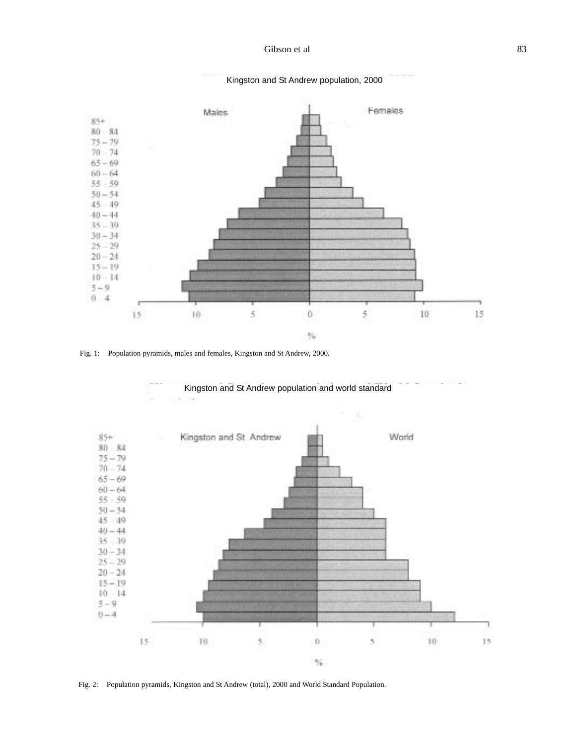Kingston and St Andrew population, 2000

Fig. 1: Population pyramids, males and females, Kingston and St Andrew, 2000.

Kingston and St Andrew population and world standard

Fig. 2: Population pyramids, Kingston and St Andrew (total), 2000 and World Standard Population.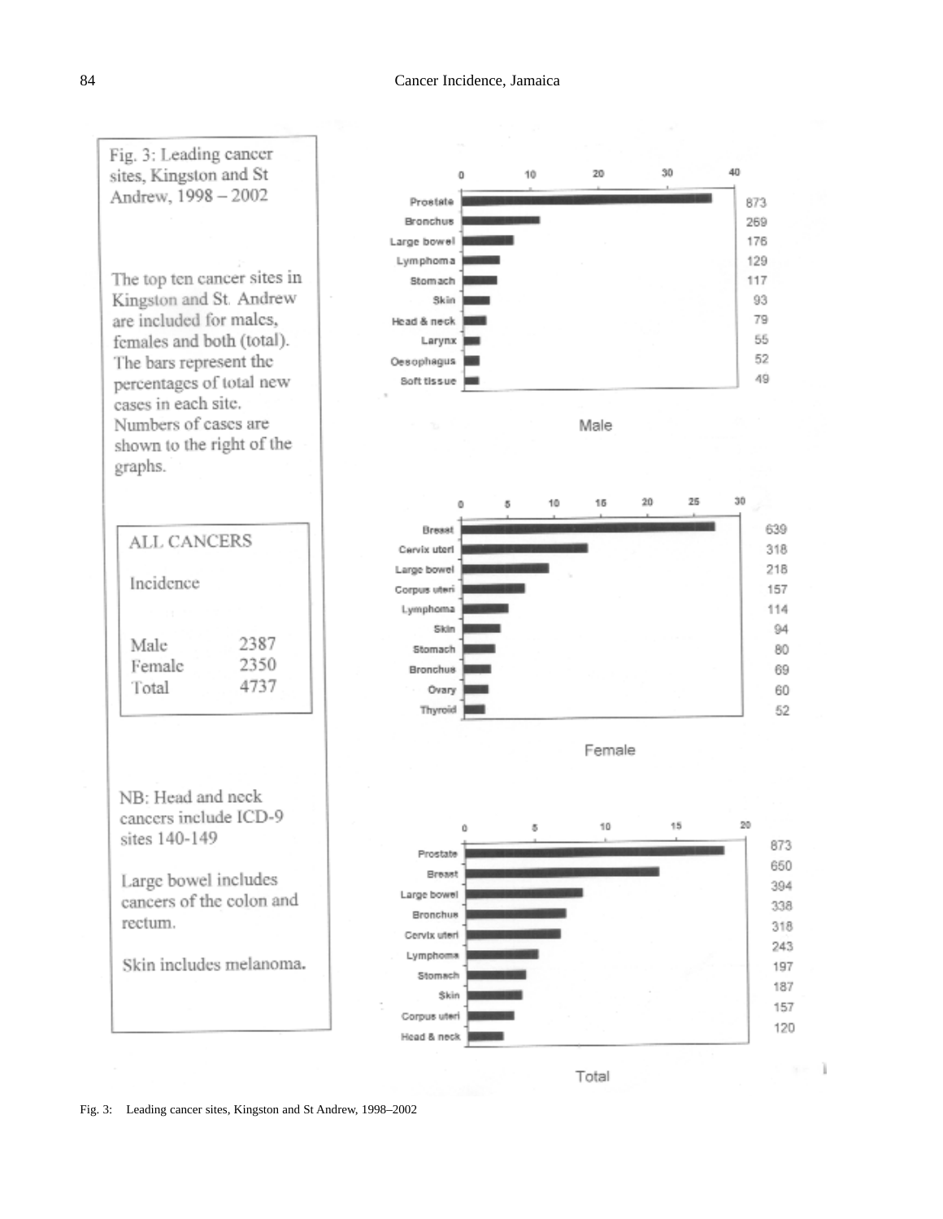Fig. 3: Leading cancer sites, Kingston and St Andrew, 1998 – 2002

The top ten cancer sites in Kingston and St. Andrew are included for males, females and both (total). The bars represent the percentages of total new cases in each site. Numbers of cases are shown to the right of the graphs.

| ALL CANCERS | |
|---|---|
| Incidence | |
| Male | 2387 |
| Female | 2350 |
| Total | 4737 |

NB: Head and neck cancers include ICD-9 sites 140-149

Large bowel includes cancers of the colon and rectum.

Skin includes melanoma.

**Male**

| Site | Cases |
|---|---|
| Prostate | 873 |
| Bronchus | 269 |
| Large bowel | 176 |
| Lymphoma | 129 |
| Stomach | 117 |
| Skin | 93 |
| Head & neck | 79 |
| Larynx | 55 |
| Oesophagus | 52 |
| Soft tissue | 49 |

**Female**

| Site | Cases |
|---|---|
| Breast | 639 |
| Cervix uteri | 318 |
| Large bowel | 218 |
| Corpus uteri | 157 |
| Lymphoma | 114 |
| Skin | 94 |
| Stomach | 80 |
| Bronchus | 69 |
| Ovary | 60 |
| Thyroid | 52 |

**Total**

| Site | Cases |
|---|---|
| Prostate | 873 |
| Breast | 650 |
| Large bowel | 394 |
| Bronchus | 338 |
| Cervix uteri | 318 |
| Lymphoma | 243 |
| Stomach | 197 |
| Skin | 187 |
| Corpus uteri | 157 |
| Head & neck | 120 |

Fig. 3: Leading cancer sites, Kingston and St Andrew, 1998–2002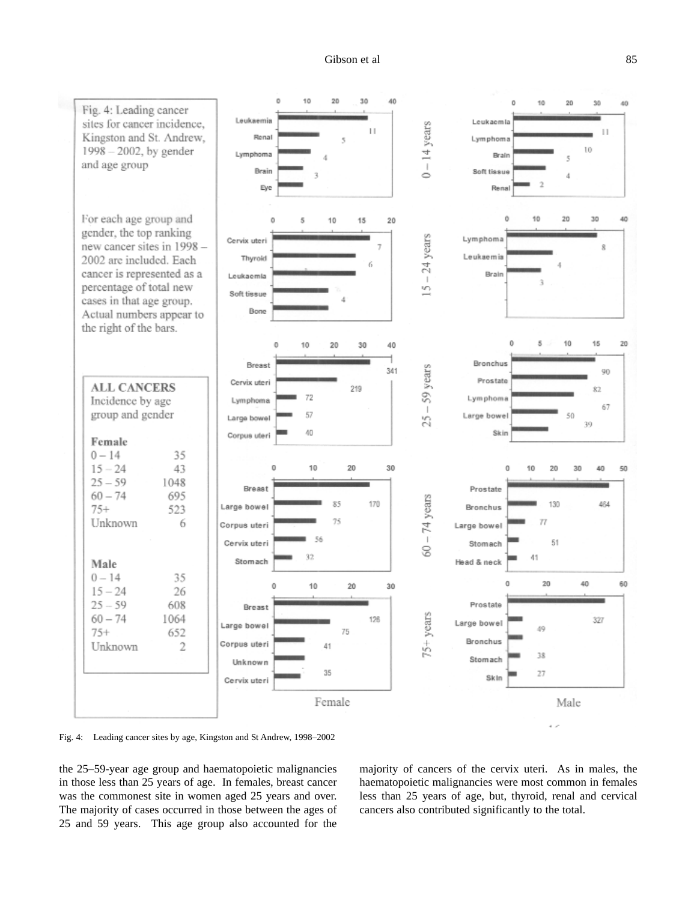Fig. 4: Leading cancer sites for cancer incidence, Kingston and St. Andrew, 1998 – 2002, by gender and age group

For each age group and gender, the top ranking new cancer sites in 1998 – 2002 are included. Each cancer is represented as a percentage of total new cases in that age group. Actual numbers appear to the right of the bars.

**ALL CANCERS**
Incidence by age group and gender

| **Female** | |
|---|---|
| 0 – 14 | 35 |
| 15 – 24 | 43 |
| 25 – 59 | 1048 |
| 60 – 74 | 695 |
| 75+ | 523 |
| Unknown | 6 |

| **Male** | |
|---|---|
| 0 – 14 | 35 |
| 15 – 24 | 26 |
| 25 – 59 | 608 |
| 60 – 74 | 1064 |
| 75+ | 652 |
| Unknown | 2 |

Fig. 4: Leading cancer sites by age, Kingston and St Andrew, 1998–2002

the 25–59-year age group and haematopoietic malignancies in those less than 25 years of age. In females, breast cancer was the commonest site in women aged 25 years and over. The majority of cases occurred in those between the ages of 25 and 59 years. This age group also accounted for the majority of cancers of the cervix uteri. As in males, the haematopoietic malignancies were most common in females less than 25 years of age, but, thyroid, renal and cervical cancers also contributed significantly to the total.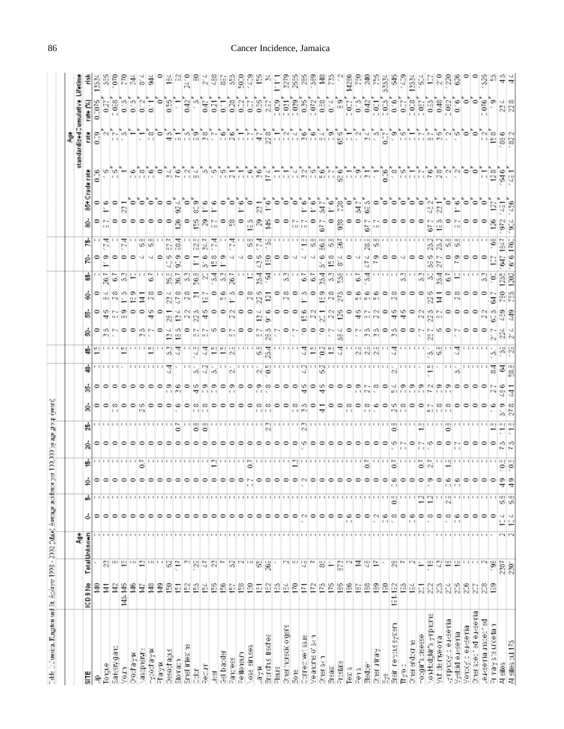Table 3: Jamaica, Kingston and St. Andrew 1998 - 2002 (Male). Average incidence per 100,000 by age group (years)

| SITE | ICD 9 No | Total | Age Unknown | 0- | 5- | 10- | 15- | 20- | 25- | 30- | 35- | 40- | 45- | 50- | 55- | 60- | 65- | 70- | 75- | 80- | 85+ | Crude rate | Age standardized rate | Cumulative rate (%) | Lifetime risk |
|---|---|---|---|---|---|---|---|---|---|---|---|---|---|---|---|---|---|---|---|---|---|---|---|---|---|
| Lip | 140 | 4 | | 0 | 0 | 0 | 0 | 0 | 0 | 0 | 0 | 0 | 1.5 | 0 | 0 | 0 | 0 | 0 | 0 | 0 | 0 | 0.6 | 0.9 | 0.075 | 1334 |
| Tongue | 141 | 23 | | 0 | 0 | 0 | 0 | 0 | 0 | 0 | 0 | 0 | 0 | 3.5 | 4.5 | 11.4 | 26.7 | 19.9 | 14.4 | 11.7 | 11.6 | 1.5 | 2 | 0.27 | 365 |
| Salivary gland | 142 | 11 | | 0 | 0 | 0 | 0 | 0 | 0 | 1.8 | 0 | 0 | 0 | 1.1 | 1.1 | 7.8 | 6.7 | 0 | 0 | 0 | 0 | 0.5 | 1.1 | 0.098 | 1070 |
| Mouth | 143-145 | 11 | | 0 | 0 | 0 | 0 | 0 | 0 | 0 | 0 | 0 | 1.5 | 1.1 | 8.9 | 1.5 | 3.3 | 0 | 14.4 | 0 | 23.1 | 1 | 1.5 | 0.13 | 770 |
| Oropharynx | 146 | 8 | | 0 | 0 | 0 | 0 | 0 | 0 | 0 | 0 | 0 | 0 | 0 | 0 | 15.9 | 1.1 | 0 | 0 | 0 | 0 | 0.6 | 1 | 0.13 | 744 |
| Nasopharynx | 147 | 13 | | 0 | 0 | 0 | 0.7 | 0 | 0 | 2.5 | 0 | 0 | 0 | 3.5 | 0 | 14.1 | 0 | 4 | 5.8 | 0 | 0 | 0.8 | 1 | 0.12 | 814 |
| Hypopharynx | 148 | 8 | | 0 | 0 | 0 | 0 | 0 | 0 | 0 | 0 | 0 | 1.5 | 1.1 | 4.5 | 2.8 | 6.7 | 4 | 5.8 | 0 | 0 | 0.6 | 1.8 | 0.11 | 944 |
| Pharynx | 149 | 0 | | 0 | 0 | 0 | 0 | 0 | 0 | 0 | 0 | 0 | 0 | 0 | 0 | 0 | 0 | 0 | 0 | 0 | 0 | 0 | 0 | 0 | 0 |
| Oesophagus | 150 | 52 | | 0 | 0 | 0 | 0 | 0 | 0 | 0 | 1.9 | 4.4 | 5.3 | 13.4 | 26.1 | 23.4 | 35.8 | 47.5 | 57.7 | 0 | 0 | 3.4 | 4.5 | 0.55 | 184 |
| Stomach | 151 | 117 | | 0 | 0 | 0 | 0 | 0 | 0.7 | 1.6 | 3.6 | 1 | 4.4 | 18.5 | 13.4 | 47.8 | 36.7 | 91.9 | 88.4 | 126 | 92.4 | 7.6 | 11 | 1 | 112 |
| Small intestine | 152 | 3 | | 0 | 0 | 0 | 0 | 0 | 0 | 0 | 0 | 0 | 0 | 0 | 7.2 | 2.8 | 3.3 | 0 | 0 | 0 | 0 | 0.2 | 0.5 | 0.042 | 2470 |
| Colon | 153 | 128 | | 0 | 0 | 0 | 0 | 0 | 0.8 | 1.8 | 4.5 | 3.1 | 14.8 | 11.7 | 22.5 | 31 | 56.8 | 111 | 122.8 | 155 | 82.9 | 8.4 | 11.9 | 1.5 | 70 |
| Rectum | 154 | 47 | | 0 | 0 | 0 | 0 | 0 | 0.8 | 1.8 | 1.9 | 4.2 | 4.4 | 11.7 | 4.5 | 15.7 | 22 | 31.6 | 34.7 | 29 | 11.6 | 3 | 3.8 | 0.47 | 214 |
| Liver | 155 | 23 | | 0 | 0 | 0 | 1.3 | 0 | 0 | 0 | 1.9 | 3.1 | 1.5 | 5 | 0 | 0 | 13.4 | 15.8 | 14.4 | 11.7 | 11.7 | 1.5 | 1.7 | 0.21 | 488 |
| Gall bladder | 156 | 7 | | 0 | 0 | 0 | 0 | 0 | 0 | 0 | 0 | 0 | 1.5 | 0 | 0 | 5.6 | 3.3 | 11.9 | 0 | 0 | 0 | 0.5 | 0.6 | 0.11 | 837 |
| Pancreas | 157 | 32 | | 0 | 0 | 0 | 0 | 0 | 0 | 0 | 1.9 | 2.1 | 2.8 | 11.1 | 2.2 | 11.5 | 26.7 | 4 | 14.4 | 58 | 0 | 2.1 | 2.6 | 0.28 | 355 |
| Peritoneum | 158 | 2 | | 0 | 0 | 0 | 0 | 0 | 0 | 0 | 0 | 0 | 0 | 0 | 0 | 0 | 0 | 4 | 0 | 0 | 11.6 | 0.1 | 0.1 | 0.02 | 5000 |
| Nose sinuses | 160 | 3 | | 0 | 0 | 1.1 | 0.7 | 0 | 0 | 0 | 0 | 0 | 0 | 0 | 0 | 2.8 | 1.1 | 0 | 5.8 | 11.5 | 0 | 0.6 | 1.1 | 0.07 | 1429 |
| Larynx | 161 | 55 | | 0 | 0 | 0 | 0 | 0 | 0 | 1.8 | 1.9 | 2.1 | 5.8 | 11.7 | 13.4 | 22.5 | 35.4 | 43.5 | 17.4 | 29 | 23.1 | 3.6 | 4.7 | 0.65 | 155 |
| Bronchus trachea | 162 | 268 | | 0 | 0 | 0 | 0 | 0 | 2.3 | 1.8 | 1.8 | 10.5 | 23.4 | 28.5 | 91.6 | 121 | 154 | 150 | 135 | 145 | 116 | 17.4 | 22.8 | 2.87 | 34 |
| Pleura | 163 | 1 | | 0 | 0 | 0 | 0 | 0 | 0 | 0 | 0 | 0 | 0 | 1.7 | 0 | 0 | 0 | 0 | 0 | 0 | 0 | 0.1 | 0.1 | 0.09 | 1111 |
| Other thoracic organs | 164 | 1 | | 0 | 0 | 0 | 0 | 0 | 0 | 0 | 0 | 0 | 0 | 0 | 0 | 0 | 3.3 | 0 | 0 | 0 | 0 | 0.1 | 0.1 | 0.031 | 3279 |
| Bone | 170 | 11 | | 0 | 0 | 0 | 1.3 | 0 | 0 | 1.8 | 0 | 0 | 0 | 1.7 | 0 | 0 | 0 | 0 | 0 | 11.7 | 0 | 0.4 | 0.4 | 0.039 | 2555 |
| Connective tissue | 171 | 48 | | 1.2 | 0 | 1.2 | 0 | 1.5 | 2.3 | 3.5 | 4.5 | 4.7 | 4.4 | 10 | 15.6 | 1.5 | 6.7 | 4 | 11.5 | 11.7 | 11.6 | 3.2 | 3.6 | 0.35 | 285 |
| Melanoma of skin | 172 | 7 | | 0 | 0 | 0 | 0 | 0 | 0 | 0 | 0 | 0 | 1.5 | 0 | 2.2 | 0 | 6.7 | 4 | 5.8 | 0 | 11.6 | 0.5 | 0.6 | 0.072 | 1389 |
| Other skin | 173 | 83 | | 0 | 0 | 0 | 0 | 0 | 0 | 4.1 | 4.5 | 5.2 | 10.2 | 10 | 22.1 | 15.9 | 35.4 | 51.6 | 86.6 | 67.7 | 34.7 | 5.6 | 11.4 | 0.58 | 148 |
| Breast | 175 | 14 | | 0 | 0 | 0 | 0 | 0 | 0 | 0 | 0 | 0 | 1.5 | 1.7 | 2.2 | 2.8 | 3.3 | 15.8 | 5.8 | 0 | 11.6 | 1.1 | 1.9 | 0.14 | 735 |
| Prostate | 185 | 873 | | 0 | 0 | 0 | 0 | 0 | 0 | 0 | 0 | 0 | 4.4 | 38.4 | 125 | 275 | 538 | 814 | 867 | 938 | 728 | 56.6 | 65.5 | 8.9 | 12 |
| Testis | 186 | 2 | | 1.6 | 0 | 0 | 0 | 0 | 0 | 0 | 0 | 0 | 0 | 0 | 0 | 0 | 0 | 0 | 0 | 0 | 0 | 0.1 | 0.1 | 0.007 | 14286 |
| Penis | 187 | 14 | | 0 | 0 | 0 | 0 | 0 | 0 | 1.8 | 1.9 | 0 | 2.8 | 1.7 | 4.5 | 5.6 | 6.7 | 4 | 0 | 0 | 34.7 | 0.9 | 1.2 | 0.13 | 750 |
| Bladder | 188 | 48 | | 0 | 0 | 0 | 0.7 | 0 | 0 | 1.8 | 2.7 | 0 | 2.8 | 3.5 | 11.1 | 5.6 | 13.4 | 47.4 | 28.8 | 67.7 | 65.3 | 3.1 | 3.4 | 0.42 | 240 |
| Other urinary | 189 | 17 | | 1.2 | 0 | 0 | 0 | 0 | 0 | 1.6 | 1.8 | 0 | 2.8 | 3.5 | 1.1 | 5.6 | 1.1 | 7.9 | 5.8 | 11.7 | 0 | 1.1 | 1.3 | 0.13 | 755 |
| Eye | 190 | 1 | | 1.6 | 0 | 0 | 0 | 0 | 0 | 0 | 0 | 0 | 0 | 0 | 0 | 0 | 0 | 0 | 0 | 0 | 0 | 0.06 | 0.07 | 0.003 | 33334 |
| Brain nervous system | 191-192 | 28 | | 1.8 | 0.8 | 1.6 | 0.7 | 1.5 | 0.8 | 2.5 | 5.4 | 2.1 | 4.4 | 3.5 | 4.5 | 7.8 | 0 | 0 | 0 | 0 | 0 | 1.8 | 1.9 | 0.16 | 645 |
| Thyroid | 193 | 7 | | 0 | 0 | 0 | 0 | 1.1 | 0 | 0 | 1.9 | 0 | 0 | 3.5 | 4.5 | 0 | 3.3 | 4 | 0 | 0 | 0 | 0.5 | 0.5 | 0.07 | 1429 |
| Other endocrine | 194 | 2 | | 1.6 | 0 | 0 | 0 | 0 | 0 | 0 | 1.9 | 0 | 0 | 0 | 0 | 0 | 0 | 0 | 0 | 0 | 0 | 0.1 | 0.1 | 0.008 | 13334 |
| Hodgkin's disease | 201 | 17 | | 0 | 1.2 | 0 | 0.7 | 1.1 | 1.5 | 0 | 1.9 | 0 | 0 | 1.7 | 2.2 | 0 | 3.3 | 0 | 0 | 0 | 0 | 1.1 | 1.1 | 0.067 | 1674 |
| Non-Hodgkin's lymphoma | 202 | 118 | | 1.8 | 1.2 | 1.9 | 2.7 | 1.5 | 0 | 5.7 | 7.2 | 11.5 | 13.1 | 28.1 | 22.3 | 22.5 | 31 | 35.5 | 25.2 | 67.7 | 45.2 | 7.6 | 8.1 | 0.85 | 117 |
| Multiple myeloma | 203 | 43 | | 0 | 0 | 0 | 0 | 0 | 0 | 1.8 | 1.9 | 0 | 5.8 | 5 | 11.7 | 14.1 | 35.4 | 27.7 | 25.2 | 11.5 | 23.1 | 2.8 | 3.5 | 0.48 | 210 |
| Lymphoid leukaemia | 204 | 18 | | 1.8 | 2.8 | 1.6 | 1.3 | 0 | 0.8 | 1.8 | 1.9 | 0 | 0 | 0 | 0 | 0 | 6.7 | 0 | 5.8 | 0 | 0 | 1.2 | 1.2 | 0.062 | 1220 |
| Myeloid leukaemia | 205 | 18 | | 1.6 | 0 | 1.6 | 0 | 1.1 | 0 | 0 | 0 | 3.1 | 4.4 | 1.7 | 0 | 2.8 | 11 | 7.9 | 5.8 | 11.7 | 11.6 | 1.2 | 1.5 | 0.16 | 626 |
| Monocytic leukaemia | 206 | 0 | | 0 | 0 | 0 | 0 | 0 | 0 | 0 | 0 | 0 | 0 | 0 | 0 | 0 | 0 | 0 | 0 | 0 | 0 | 0 | 0 | 0 | 0 |
| Other specified leukaemia | 207 | 0 | | 0 | 0 | 0 | 0 | 0 | 0 | 0 | 0 | 0 | 0 | 0 | 0 | 0 | 0 | 0 | 0 | 0 | 0 | 0 | 0 | 0 | 0 |
| Leukaemia unspecified | 208 | 2 | | 0 | 0 | 0 | 0 | 0 | 0 | 0 | 0 | 0 | 0 | 0 | 2.2 | 0 | 3.3 | 0 | 0 | 0 | 0 | 0.1 | 0.2 | 0.076 | 1325 |
| Primary site uncertain | 199 | 198 | | 0 | 0 | 0 | 0 | 0 | 1.5 | 1.6 | 2.7 | 8.4 | 15.1 | 21.7 | 63.5 | 64.7 | 101 | 127 | 166 | 126 | 127 | 12.8 | 15.8 | 1.9 | 53 |
| All sites | | 2387 | 2 | 11.4 | 5.8 | 4.9 | 10.8 | 7.5 | 11.8 | 31.9 | 27.7 | 64 | 135 | 224 | 459 | 750 | 1235 | 1647 | 1547 | 1972 | 1451 | 154.6 | 185.6 | 23.4 | 4.5 |
| All sites but 173 | | 2304 | 2 | 11.4 | 5.8 | 4.9 | 10.8 | 7.5 | 11.8 | 27.8 | 23.1 | 58.8 | 125 | 214 | 439 | 735 | 1202 | 1616 | 1762 | 1924 | 1256 | 149.1 | 182.2 | 22.8 | 4.4 |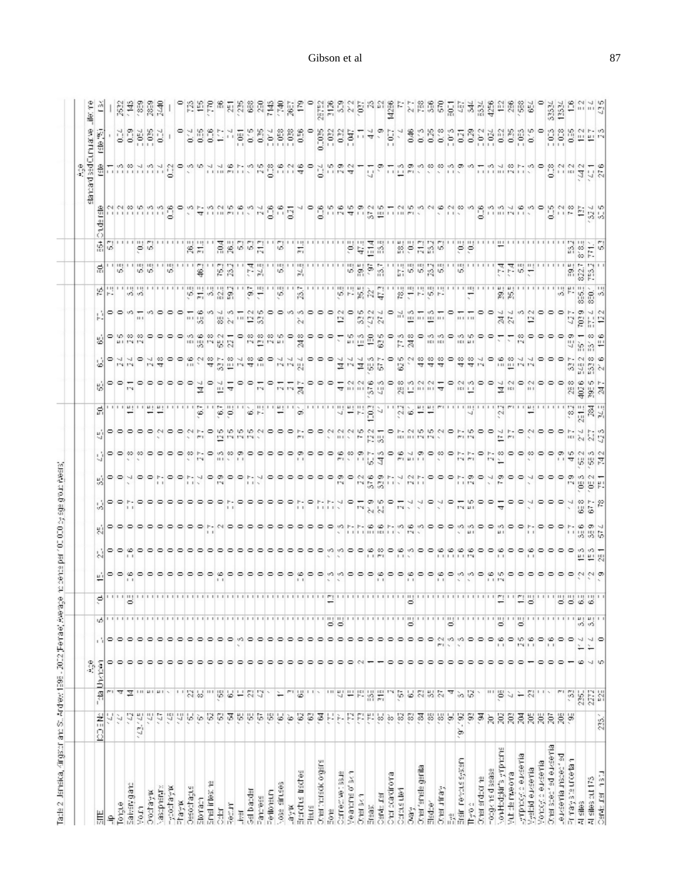Table 2 Jamaica, Kingston and St. Andrew 1998 - 2002 Female, average incidence per 100,000 by age group (years)

| SITE | ICD-9 No | Total Number | Crude rate | Age standardised rate | Cumulative rate (%) | 1 in X |
|---|---|---|---|---|---|---|
| Lip | 140 | 3 | 0.2 | 0.2 | - | - |
| Tongue | 141 | 4 | 0.2 | 0.2 | 0.04 | 2632 |
| Salivary gland | 142 | 14 | 0.8 | 0.8 | 0.09 | 1145 |
| Mouth | 143-145 | 9 | 0.5 | 0.4 | 0.054 | 1859 |
| Oropharynx | 146 | 8 | 0.5 | 0.5 | 0.035 | 2859 |
| Nasopharynx | 147 | 8 | 0.5 | 0.4 | 0.04 | 2440 |
| Hypopharynx | 148 | 1 | 0.06 | 0.02 | - | - |
| Pharynx | 149 | 0 | 0 | 0 | 0 | 0 |
| Oesophagus | 150 | 22 | 1.3 | 1.3 | 0.14 | 725 |
| Stomach | 151 | 80 | 4.7 | 4.5 | 0.55 | 185 |
| Small intestine | 152 | 5 | 0.3 | 0.4 | 0.06 | 1770 |
| Colon | 153 | 188 | 11.2 | 11.4 | 1.17 | 86 |
| Rectum | 154 | 62 | 3.7 | 3.6 | 0.4 | 251 |
| Liver | 155 | 10 | 0.6 | 0.7 | 0.081 | 1235 |
| Gall bladder | 156 | 23 | 1.3 | 1.3 | 0.15 | 668 |
| Pancreas | 157 | 47 | 2.4 | 2.5 | 0.35 | 290 |
| Peritoneum | 158 | 1 | 0.06 | 0.08 | 0.014 | 7143 |
| Nose sinuses | 160 | 11 | 0.6 | 0.6 | 0.058 | 1740 |
| Larynx | 161 | 3 | 0.21 | 0.2 | 0.038 | 2627 |
| Bronchus trachea | 162 | 68 | 4 | 4.6 | 0.56 | 179 |
| Pleura | 163 | 1 | 0 | 0 | 0 | 0 |
| Other thoracic organs | 164 | 1 | 0.06 | 0.04 | 0.0035 | 28752 |
| Bone | 170 | 11 | 0.5 | 0.5 | 0.032 | 3126 |
| Connective tissue | 171 | 45 | 2.6 | 2.9 | 0.32 | 309 |
| Melanoma of skin | 172 | 15 | | | | |
| Other skin | 173 | 118 | | | | |
| Breast | 174 | 1034 | | | | |
| Cervix uteri | 180 | 315 | | | | |
| Corpus uteri | 182 | | | | | |
| Ovary | 183 | 67 | | | | |
| Other female genital | 184 | 23 | | | | |
| Bladder | 188 | 35 | | | | |
| Other urinary | 189 | 27 | | | | |
| Eye | 190 | 4 | | | | |
| Brain nervous system | 191-192 | 31 | | | | |
| Thyroid | 193 | 52 | | | | |
| Other endocrine | 194 | | | | | |
| Hodgkin's disease | 201 | | | | | |
| Non-Hodgkin's lymphoma | 202 | 106 | | | | |
| Multiple myeloma | 203 | | | | | |
| Lymphoid leukaemia | 204 | 17 | | | | |
| Myeloid leukaemia | 205 | 23 | | | | |
| Monocytic leukaemia | 206 | | | | | |
| Other specified leukaemia | 207 | | | | | |
| Leukaemia unspecified | 208 | | | | | |
| Primary site uncertain | 199 | 133 | | | | |
| All sites | | 2362 | | | | |
| All sites but 173 | | 2272 | | | | |
| Cervix uteri in situ | 233.1 | 525 | | | | |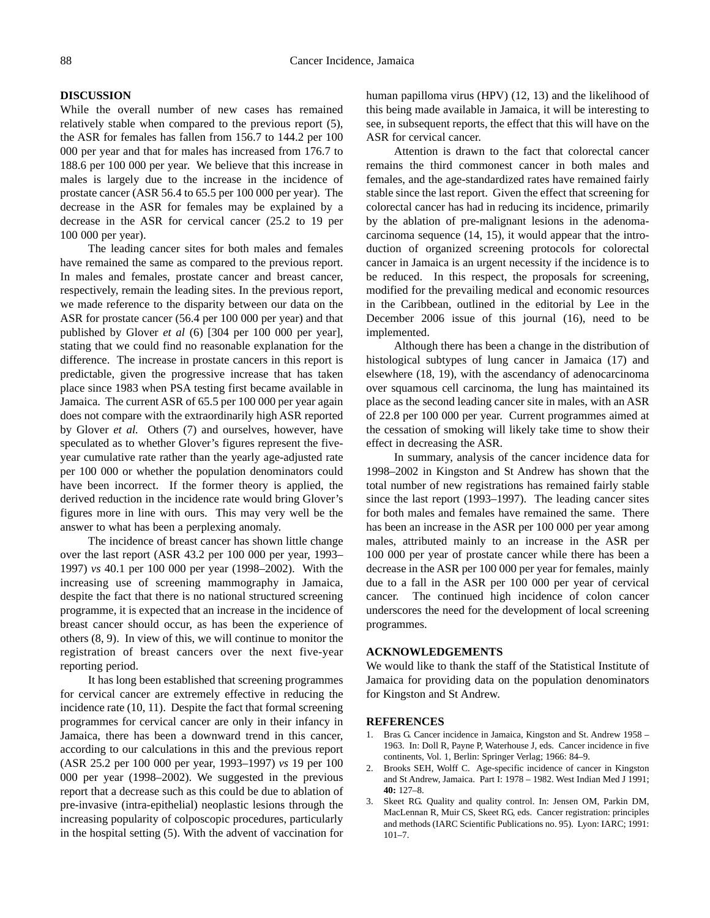## DISCUSSION

While the overall number of new cases has remained relatively stable when compared to the previous report (5), the ASR for females has fallen from 156.7 to 144.2 per 100 000 per year and that for males has increased from 176.7 to 188.6 per 100 000 per year. We believe that this increase in males is largely due to the increase in the incidence of prostate cancer (ASR 56.4 to 65.5 per 100 000 per year). The decrease in the ASR for females may be explained by a decrease in the ASR for cervical cancer (25.2 to 19 per 100 000 per year).

The leading cancer sites for both males and females have remained the same as compared to the previous report. In males and females, prostate cancer and breast cancer, respectively, remain the leading sites. In the previous report, we made reference to the disparity between our data on the ASR for prostate cancer (56.4 per 100 000 per year) and that published by Glover *et al* (6) [304 per 100 000 per year], stating that we could find no reasonable explanation for the difference. The increase in prostate cancers in this report is predictable, given the progressive increase that has taken place since 1983 when PSA testing first became available in Jamaica. The current ASR of 65.5 per 100 000 per year again does not compare with the extraordinarily high ASR reported by Glover *et al.* Others (7) and ourselves, however, have speculated as to whether Glover's figures represent the five-year cumulative rate rather than the yearly age-adjusted rate per 100 000 or whether the population denominators could have been incorrect. If the former theory is applied, the derived reduction in the incidence rate would bring Glover's figures more in line with ours. This may very well be the answer to what has been a perplexing anomaly.

The incidence of breast cancer has shown little change over the last report (ASR 43.2 per 100 000 per year, 1993–1997) *vs* 40.1 per 100 000 per year (1998–2002). With the increasing use of screening mammography in Jamaica, despite the fact that there is no national structured screening programme, it is expected that an increase in the incidence of breast cancer should occur, as has been the experience of others (8, 9). In view of this, we will continue to monitor the registration of breast cancers over the next five-year reporting period.

It has long been established that screening programmes for cervical cancer are extremely effective in reducing the incidence rate (10, 11). Despite the fact that formal screening programmes for cervical cancer are only in their infancy in Jamaica, there has been a downward trend in this cancer, according to our calculations in this and the previous report (ASR 25.2 per 100 000 per year, 1993–1997) *vs* 19 per 100 000 per year (1998–2002). We suggested in the previous report that a decrease such as this could be due to ablation of pre-invasive (intra-epithelial) neoplastic lesions through the increasing popularity of colposcopic procedures, particularly in the hospital setting (5). With the advent of vaccination for human papilloma virus (HPV) (12, 13) and the likelihood of this being made available in Jamaica, it will be interesting to see, in subsequent reports, the effect that this will have on the ASR for cervical cancer.

Attention is drawn to the fact that colorectal cancer remains the third commonest cancer in both males and females, and the age-standardized rates have remained fairly stable since the last report. Given the effect that screening for colorectal cancer has had in reducing its incidence, primarily by the ablation of pre-malignant lesions in the adenoma-carcinoma sequence (14, 15), it would appear that the introduction of organized screening protocols for colorectal cancer in Jamaica is an urgent necessity if the incidence is to be reduced. In this respect, the proposals for screening, modified for the prevailing medical and economic resources in the Caribbean, outlined in the editorial by Lee in the December 2006 issue of this journal (16), need to be implemented.

Although there has been a change in the distribution of histological subtypes of lung cancer in Jamaica (17) and elsewhere (18, 19), with the ascendancy of adenocarcinoma over squamous cell carcinoma, the lung has maintained its place as the second leading cancer site in males, with an ASR of 22.8 per 100 000 per year. Current programmes aimed at the cessation of smoking will likely take time to show their effect in decreasing the ASR.

In summary, analysis of the cancer incidence data for 1998–2002 in Kingston and St Andrew has shown that the total number of new registrations has remained fairly stable since the last report (1993–1997). The leading cancer sites for both males and females have remained the same. There has been an increase in the ASR per 100 000 per year among males, attributed mainly to an increase in the ASR per 100 000 per year of prostate cancer while there has been a decrease in the ASR per 100 000 per year for females, mainly due to a fall in the ASR per 100 000 per year of cervical cancer. The continued high incidence of colon cancer underscores the need for the development of local screening programmes.

## ACKNOWLEDGEMENTS

We would like to thank the staff of the Statistical Institute of Jamaica for providing data on the population denominators for Kingston and St Andrew.

## REFERENCES

1. Bras G. Cancer incidence in Jamaica, Kingston and St. Andrew 1958 – 1963. In: Doll R, Payne P, Waterhouse J, eds. Cancer incidence in five continents, Vol. 1, Berlin: Springer Verlag; 1966: 84–9.
2. Brooks SEH, Wolff C. Age-specific incidence of cancer in Kingston and St Andrew, Jamaica. Part I: 1978 – 1982. West Indian Med J 1991; **40:** 127–8.
3. Skeet RG. Quality and quality control. In: Jensen OM, Parkin DM, MacLennan R, Muir CS, Skeet RG, eds. Cancer registration: principles and methods (IARC Scientific Publications no. 95). Lyon: IARC; 1991: 101–7.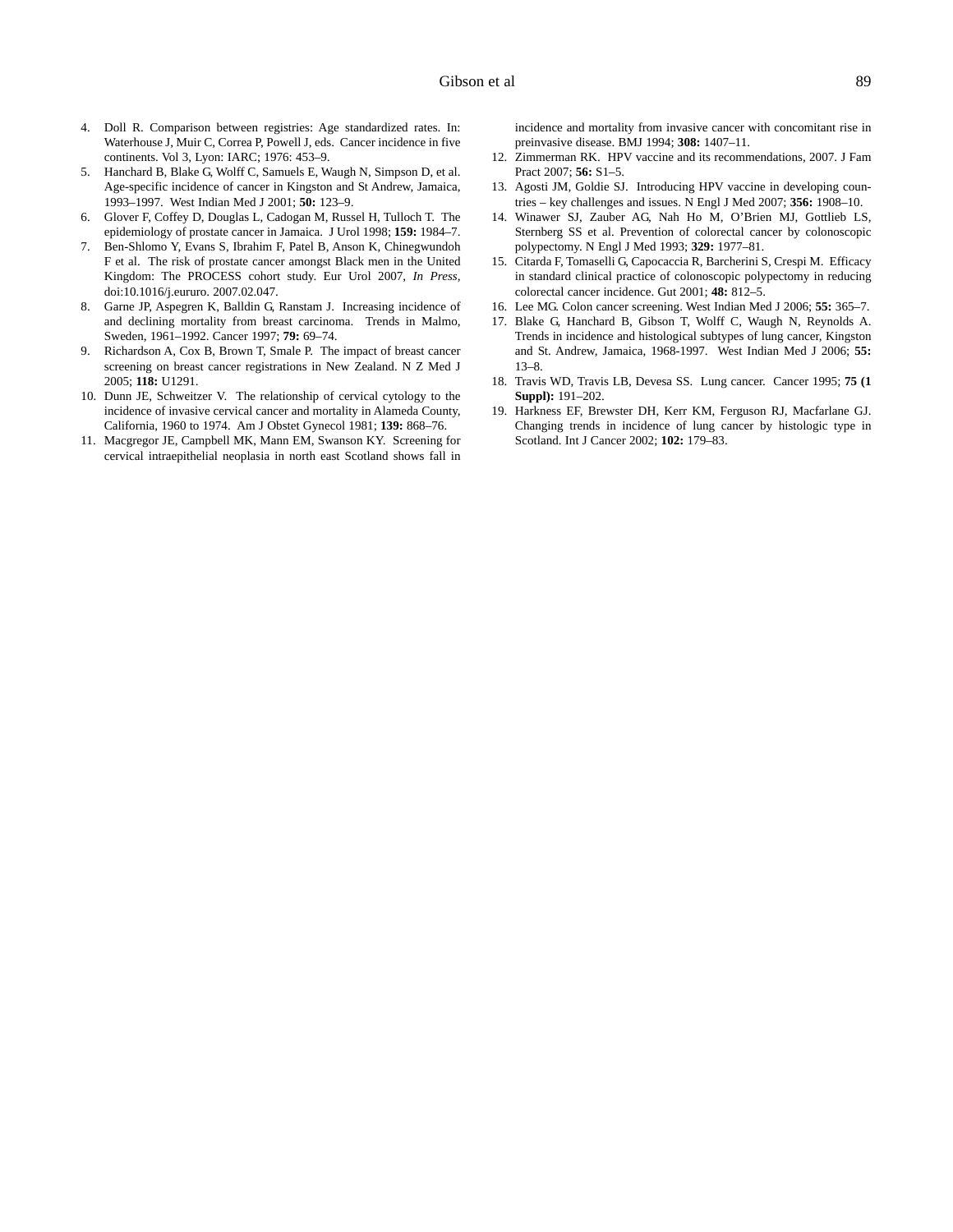4. Doll R. Comparison between registries: Age standardized rates. In: Waterhouse J, Muir C, Correa P, Powell J, eds. Cancer incidence in five continents. Vol 3, Lyon: IARC; 1976: 453–9.
5. Hanchard B, Blake G, Wolff C, Samuels E, Waugh N, Simpson D, et al. Age-specific incidence of cancer in Kingston and St Andrew, Jamaica, 1993–1997. West Indian Med J 2001; **50:** 123–9.
6. Glover F, Coffey D, Douglas L, Cadogan M, Russel H, Tulloch T. The epidemiology of prostate cancer in Jamaica. J Urol 1998; **159:** 1984–7.
7. Ben-Shlomo Y, Evans S, Ibrahim F, Patel B, Anson K, Chinegwundoh F et al. The risk of prostate cancer amongst Black men in the United Kingdom: The PROCESS cohort study. Eur Urol 2007, *In Press*, doi:10.1016/j.eururo. 2007.02.047.
8. Garne JP, Aspegren K, Balldin G, Ranstam J. Increasing incidence of and declining mortality from breast carcinoma. Trends in Malmo, Sweden, 1961–1992. Cancer 1997; **79:** 69–74.
9. Richardson A, Cox B, Brown T, Smale P. The impact of breast cancer screening on breast cancer registrations in New Zealand. N Z Med J 2005; **118:** U1291.
10. Dunn JE, Schweitzer V. The relationship of cervical cytology to the incidence of invasive cervical cancer and mortality in Alameda County, California, 1960 to 1974. Am J Obstet Gynecol 1981; **139:** 868–76.
11. Macgregor JE, Campbell MK, Mann EM, Swanson KY. Screening for cervical intraepithelial neoplasia in north east Scotland shows fall in incidence and mortality from invasive cancer with concomitant rise in preinvasive disease. BMJ 1994; **308:** 1407–11.
12. Zimmerman RK. HPV vaccine and its recommendations, 2007. J Fam Pract 2007; **56:** S1–5.
13. Agosti JM, Goldie SJ. Introducing HPV vaccine in developing countries – key challenges and issues. N Engl J Med 2007; **356:** 1908–10.
14. Winawer SJ, Zauber AG, Nah Ho M, O'Brien MJ, Gottlieb LS, Sternberg SS et al. Prevention of colorectal cancer by colonoscopic polypectomy. N Engl J Med 1993; **329:** 1977–81.
15. Citarda F, Tomaselli G, Capocaccia R, Barcherini S, Crespi M. Efficacy in standard clinical practice of colonoscopic polypectomy in reducing colorectal cancer incidence. Gut 2001; **48:** 812–5.
16. Lee MG. Colon cancer screening. West Indian Med J 2006; **55:** 365–7.
17. Blake G, Hanchard B, Gibson T, Wolff C, Waugh N, Reynolds A. Trends in incidence and histological subtypes of lung cancer, Kingston and St. Andrew, Jamaica, 1968-1997. West Indian Med J 2006; **55:** 13–8.
18. Travis WD, Travis LB, Devesa SS. Lung cancer. Cancer 1995; **75 (1 Suppl):** 191–202.
19. Harkness EF, Brewster DH, Kerr KM, Ferguson RJ, Macfarlane GJ. Changing trends in incidence of lung cancer by histologic type in Scotland. Int J Cancer 2002; **102:** 179–83.